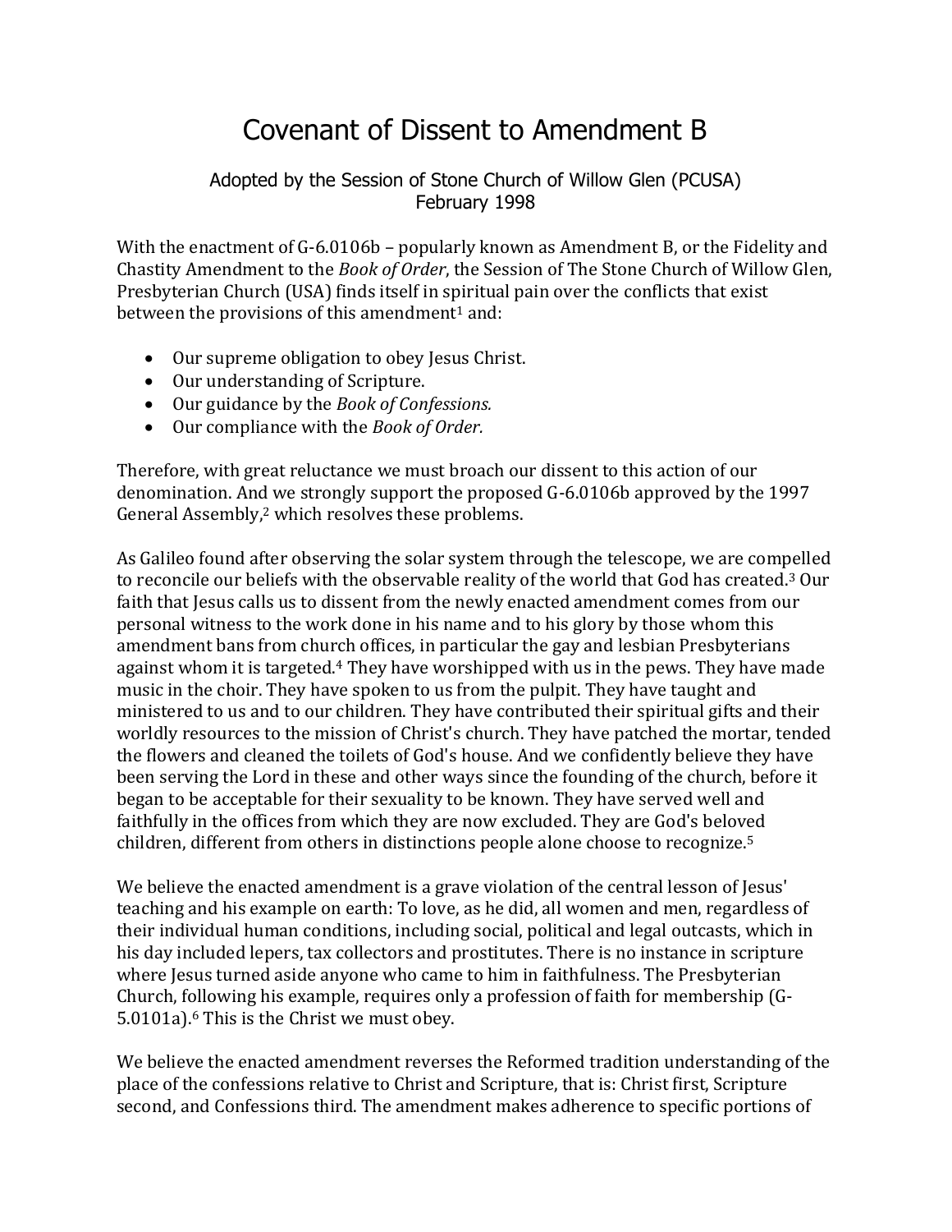# Covenant of Dissent to Amendment B

Adopted by the Session of Stone Church of Willow Glen (PCUSA)
February 1998

With the enactment of G-6.0106b – popularly known as Amendment B, or the Fidelity and Chastity Amendment to the *Book of Order*, the Session of The Stone Church of Willow Glen, Presbyterian Church (USA) finds itself in spiritual pain over the conflicts that exist between the provisions of this amendment[1] and:

- Our supreme obligation to obey Jesus Christ.
- Our understanding of Scripture.
- Our guidance by the *Book of Confessions.*
- Our compliance with the *Book of Order.*

Therefore, with great reluctance we must broach our dissent to this action of our denomination. And we strongly support the proposed G-6.0106b approved by the 1997 General Assembly,[2] which resolves these problems.

As Galileo found after observing the solar system through the telescope, we are compelled to reconcile our beliefs with the observable reality of the world that God has created.[3] Our faith that Jesus calls us to dissent from the newly enacted amendment comes from our personal witness to the work done in his name and to his glory by those whom this amendment bans from church offices, in particular the gay and lesbian Presbyterians against whom it is targeted.[4] They have worshipped with us in the pews. They have made music in the choir. They have spoken to us from the pulpit. They have taught and ministered to us and to our children. They have contributed their spiritual gifts and their worldly resources to the mission of Christ's church. They have patched the mortar, tended the flowers and cleaned the toilets of God's house. And we confidently believe they have been serving the Lord in these and other ways since the founding of the church, before it began to be acceptable for their sexuality to be known. They have served well and faithfully in the offices from which they are now excluded. They are God's beloved children, different from others in distinctions people alone choose to recognize.[5]

We believe the enacted amendment is a grave violation of the central lesson of Jesus' teaching and his example on earth: To love, as he did, all women and men, regardless of their individual human conditions, including social, political and legal outcasts, which in his day included lepers, tax collectors and prostitutes. There is no instance in scripture where Jesus turned aside anyone who came to him in faithfulness. The Presbyterian Church, following his example, requires only a profession of faith for membership (G-5.0101a).[6] This is the Christ we must obey.

We believe the enacted amendment reverses the Reformed tradition understanding of the place of the confessions relative to Christ and Scripture, that is: Christ first, Scripture second, and Confessions third. The amendment makes adherence to specific portions of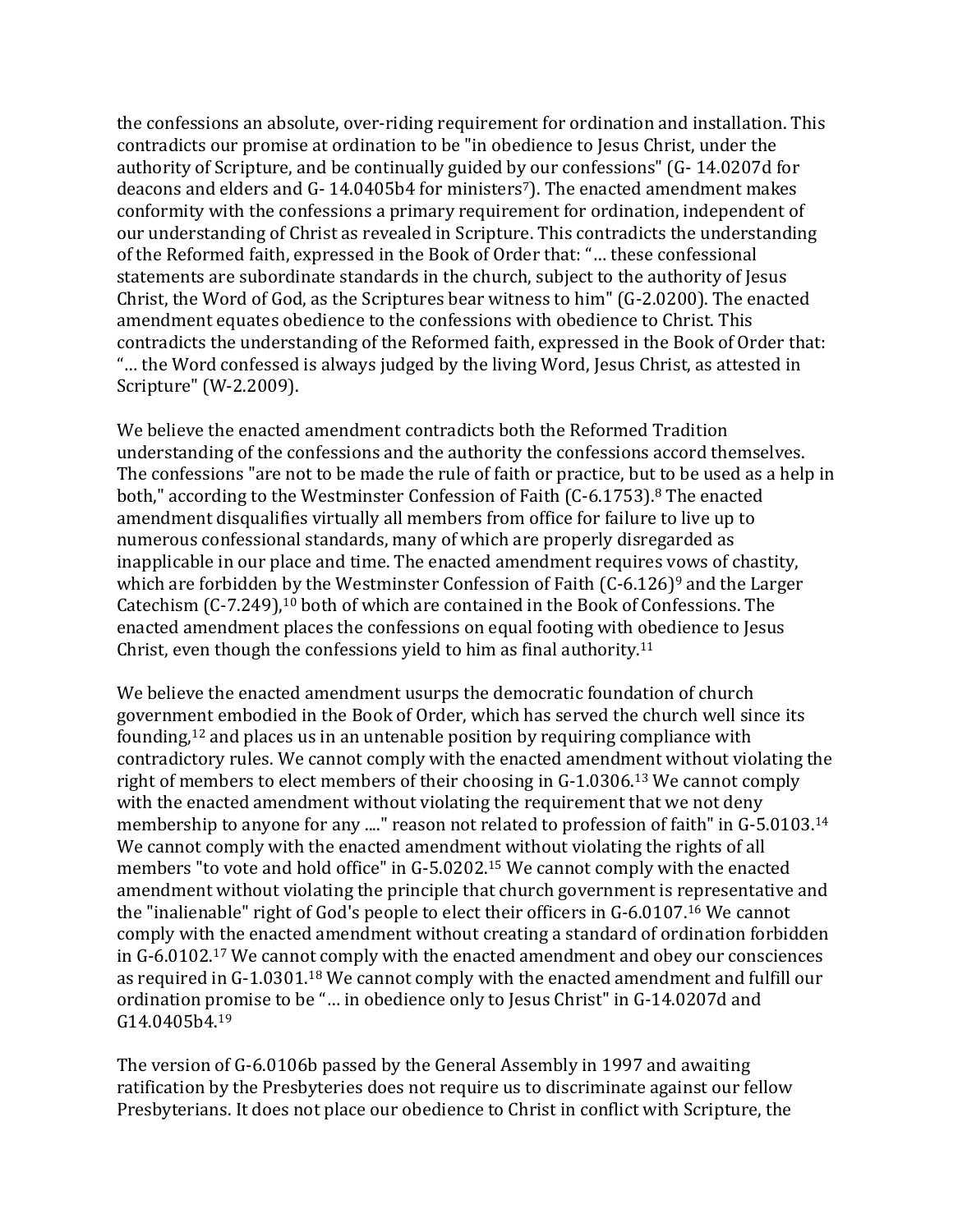the confessions an absolute, over-riding requirement for ordination and installation. This contradicts our promise at ordination to be "in obedience to Jesus Christ, under the authority of Scripture, and be continually guided by our confessions" (G- 14.0207d for deacons and elders and G- 14.0405b4 for ministers[7]). The enacted amendment makes conformity with the confessions a primary requirement for ordination, independent of our understanding of Christ as revealed in Scripture. This contradicts the understanding of the Reformed faith, expressed in the Book of Order that: "… these confessional statements are subordinate standards in the church, subject to the authority of Jesus Christ, the Word of God, as the Scriptures bear witness to him" (G-2.0200). The enacted amendment equates obedience to the confessions with obedience to Christ. This contradicts the understanding of the Reformed faith, expressed in the Book of Order that: "… the Word confessed is always judged by the living Word, Jesus Christ, as attested in Scripture" (W-2.2009).

We believe the enacted amendment contradicts both the Reformed Tradition understanding of the confessions and the authority the confessions accord themselves. The confessions "are not to be made the rule of faith or practice, but to be used as a help in both," according to the Westminster Confession of Faith (C-6.1753).[8] The enacted amendment disqualifies virtually all members from office for failure to live up to numerous confessional standards, many of which are properly disregarded as inapplicable in our place and time. The enacted amendment requires vows of chastity, which are forbidden by the Westminster Confession of Faith (C-6.126)[9] and the Larger Catechism (C-7.249),[10] both of which are contained in the Book of Confessions. The enacted amendment places the confessions on equal footing with obedience to Jesus Christ, even though the confessions yield to him as final authority.[11]

We believe the enacted amendment usurps the democratic foundation of church government embodied in the Book of Order, which has served the church well since its founding,[12] and places us in an untenable position by requiring compliance with contradictory rules. We cannot comply with the enacted amendment without violating the right of members to elect members of their choosing in G-1.0306.[13] We cannot comply with the enacted amendment without violating the requirement that we not deny membership to anyone for any ...." reason not related to profession of faith" in G-5.0103.[14] We cannot comply with the enacted amendment without violating the rights of all members "to vote and hold office" in G-5.0202.[15] We cannot comply with the enacted amendment without violating the principle that church government is representative and the "inalienable" right of God's people to elect their officers in G-6.0107.[16] We cannot comply with the enacted amendment without creating a standard of ordination forbidden in G-6.0102.[17] We cannot comply with the enacted amendment and obey our consciences as required in G-1.0301.[18] We cannot comply with the enacted amendment and fulfill our ordination promise to be "… in obedience only to Jesus Christ" in G-14.0207d and G14.0405b4.[19]

The version of G-6.0106b passed by the General Assembly in 1997 and awaiting ratification by the Presbyteries does not require us to discriminate against our fellow Presbyterians. It does not place our obedience to Christ in conflict with Scripture, the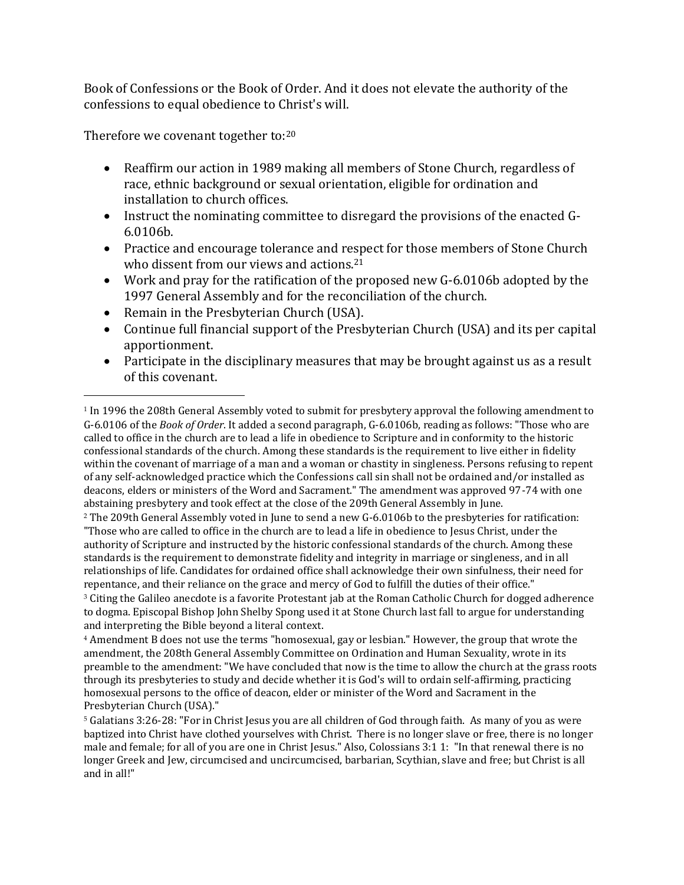Book of Confessions or the Book of Order. And it does not elevate the authority of the confessions to equal obedience to Christ's will.

Therefore we covenant together to:[20]

- Reaffirm our action in 1989 making all members of Stone Church, regardless of race, ethnic background or sexual orientation, eligible for ordination and installation to church offices.
- Instruct the nominating committee to disregard the provisions of the enacted G-6.0106b.
- Practice and encourage tolerance and respect for those members of Stone Church who dissent from our views and actions.[21]
- Work and pray for the ratification of the proposed new G-6.0106b adopted by the 1997 General Assembly and for the reconciliation of the church.
- Remain in the Presbyterian Church (USA).
- Continue full financial support of the Presbyterian Church (USA) and its per capital apportionment.
- Participate in the disciplinary measures that may be brought against us as a result of this covenant.

---

[1] In 1996 the 208th General Assembly voted to submit for presbytery approval the following amendment to G-6.0106 of the *Book of Order*. It added a second paragraph, G-6.0106b, reading as follows: "Those who are called to office in the church are to lead a life in obedience to Scripture and in conformity to the historic confessional standards of the church. Among these standards is the requirement to live either in fidelity within the covenant of marriage of a man and a woman or chastity in singleness. Persons refusing to repent of any self-acknowledged practice which the Confessions call sin shall not be ordained and/or installed as deacons, elders or ministers of the Word and Sacrament." The amendment was approved 97-74 with one abstaining presbytery and took effect at the close of the 209th General Assembly in June.

[2] The 209th General Assembly voted in June to send a new G-6.0106b to the presbyteries for ratification: "Those who are called to office in the church are to lead a life in obedience to Jesus Christ, under the authority of Scripture and instructed by the historic confessional standards of the church. Among these standards is the requirement to demonstrate fidelity and integrity in marriage or singleness, and in all relationships of life. Candidates for ordained office shall acknowledge their own sinfulness, their need for repentance, and their reliance on the grace and mercy of God to fulfill the duties of their office."

[3] Citing the Galileo anecdote is a favorite Protestant jab at the Roman Catholic Church for dogged adherence to dogma. Episcopal Bishop John Shelby Spong used it at Stone Church last fall to argue for understanding and interpreting the Bible beyond a literal context.

[4] Amendment B does not use the terms "homosexual, gay or lesbian." However, the group that wrote the amendment, the 208th General Assembly Committee on Ordination and Human Sexuality, wrote in its preamble to the amendment: "We have concluded that now is the time to allow the church at the grass roots through its presbyteries to study and decide whether it is God's will to ordain self-affirming, practicing homosexual persons to the office of deacon, elder or minister of the Word and Sacrament in the Presbyterian Church (USA)."

[5] Galatians 3:26-28: "For in Christ Jesus you are all children of God through faith. As many of you as were baptized into Christ have clothed yourselves with Christ. There is no longer slave or free, there is no longer male and female; for all of you are one in Christ Jesus." Also, Colossians 3:1 1: "In that renewal there is no longer Greek and Jew, circumcised and uncircumcised, barbarian, Scythian, slave and free; but Christ is all and in all!"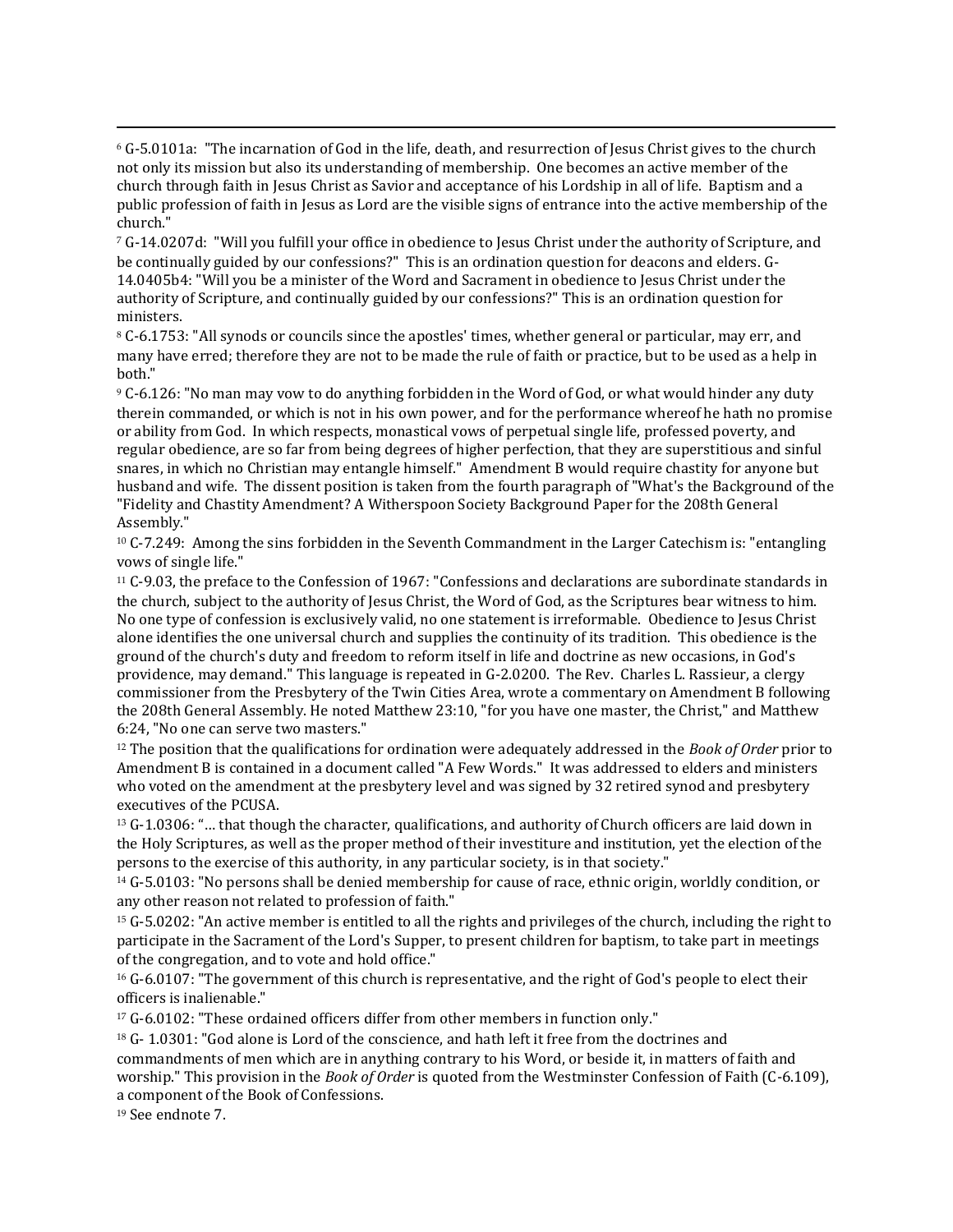[6] G-5.0101a: "The incarnation of God in the life, death, and resurrection of Jesus Christ gives to the church not only its mission but also its understanding of membership. One becomes an active member of the church through faith in Jesus Christ as Savior and acceptance of his Lordship in all of life. Baptism and a public profession of faith in Jesus as Lord are the visible signs of entrance into the active membership of the church."

[7] G-14.0207d: "Will you fulfill your office in obedience to Jesus Christ under the authority of Scripture, and be continually guided by our confessions?" This is an ordination question for deacons and elders. G-14.0405b4: "Will you be a minister of the Word and Sacrament in obedience to Jesus Christ under the authority of Scripture, and continually guided by our confessions?" This is an ordination question for ministers.

[8] C-6.1753: "All synods or councils since the apostles' times, whether general or particular, may err, and many have erred; therefore they are not to be made the rule of faith or practice, but to be used as a help in both."

[9] C-6.126: "No man may vow to do anything forbidden in the Word of God, or what would hinder any duty therein commanded, or which is not in his own power, and for the performance whereof he hath no promise or ability from God. In which respects, monastical vows of perpetual single life, professed poverty, and regular obedience, are so far from being degrees of higher perfection, that they are superstitious and sinful snares, in which no Christian may entangle himself." Amendment B would require chastity for anyone but husband and wife. The dissent position is taken from the fourth paragraph of "What's the Background of the "Fidelity and Chastity Amendment? A Witherspoon Society Background Paper for the 208th General Assembly."

[10] C-7.249: Among the sins forbidden in the Seventh Commandment in the Larger Catechism is: "entangling vows of single life."

[11] C-9.03, the preface to the Confession of 1967: "Confessions and declarations are subordinate standards in the church, subject to the authority of Jesus Christ, the Word of God, as the Scriptures bear witness to him. No one type of confession is exclusively valid, no one statement is irreformable. Obedience to Jesus Christ alone identifies the one universal church and supplies the continuity of its tradition. This obedience is the ground of the church's duty and freedom to reform itself in life and doctrine as new occasions, in God's providence, may demand." This language is repeated in G-2.0200. The Rev. Charles L. Rassieur, a clergy commissioner from the Presbytery of the Twin Cities Area, wrote a commentary on Amendment B following the 208th General Assembly. He noted Matthew 23:10, "for you have one master, the Christ," and Matthew 6:24, "No one can serve two masters."

[12] The position that the qualifications for ordination were adequately addressed in the *Book of Order* prior to Amendment B is contained in a document called "A Few Words." It was addressed to elders and ministers who voted on the amendment at the presbytery level and was signed by 32 retired synod and presbytery executives of the PCUSA.

[13] G-1.0306: "… that though the character, qualifications, and authority of Church officers are laid down in the Holy Scriptures, as well as the proper method of their investiture and institution, yet the election of the persons to the exercise of this authority, in any particular society, is in that society."

[14] G-5.0103: "No persons shall be denied membership for cause of race, ethnic origin, worldly condition, or any other reason not related to profession of faith."

[15] G-5.0202: "An active member is entitled to all the rights and privileges of the church, including the right to participate in the Sacrament of the Lord's Supper, to present children for baptism, to take part in meetings of the congregation, and to vote and hold office."

[16] G-6.0107: "The government of this church is representative, and the right of God's people to elect their officers is inalienable."

[17] G-6.0102: "These ordained officers differ from other members in function only."

[18] G- 1.0301: "God alone is Lord of the conscience, and hath left it free from the doctrines and commandments of men which are in anything contrary to his Word, or beside it, in matters of faith and worship." This provision in the *Book of Order* is quoted from the Westminster Confession of Faith (C-6.109), a component of the Book of Confessions.

[19] See endnote 7.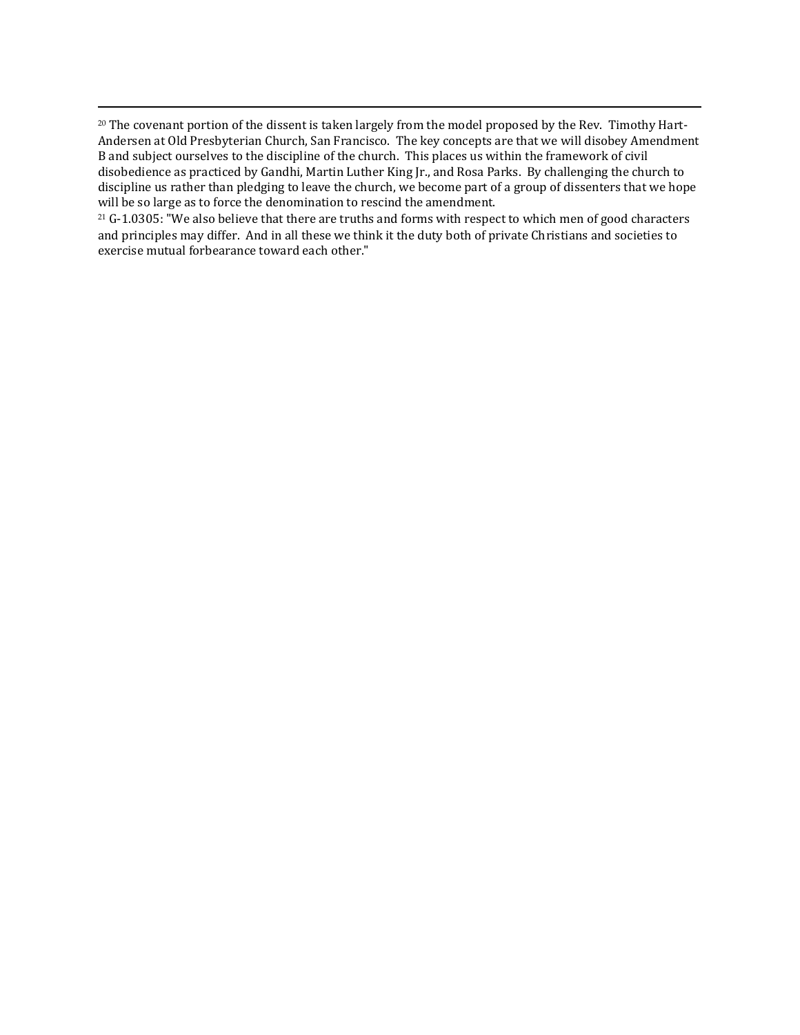[20] The covenant portion of the dissent is taken largely from the model proposed by the Rev. Timothy Hart-Andersen at Old Presbyterian Church, San Francisco. The key concepts are that we will disobey Amendment B and subject ourselves to the discipline of the church. This places us within the framework of civil disobedience as practiced by Gandhi, Martin Luther King Jr., and Rosa Parks. By challenging the church to discipline us rather than pledging to leave the church, we become part of a group of dissenters that we hope will be so large as to force the denomination to rescind the amendment.

[21] G-1.0305: "We also believe that there are truths and forms with respect to which men of good characters and principles may differ. And in all these we think it the duty both of private Christians and societies to exercise mutual forbearance toward each other."